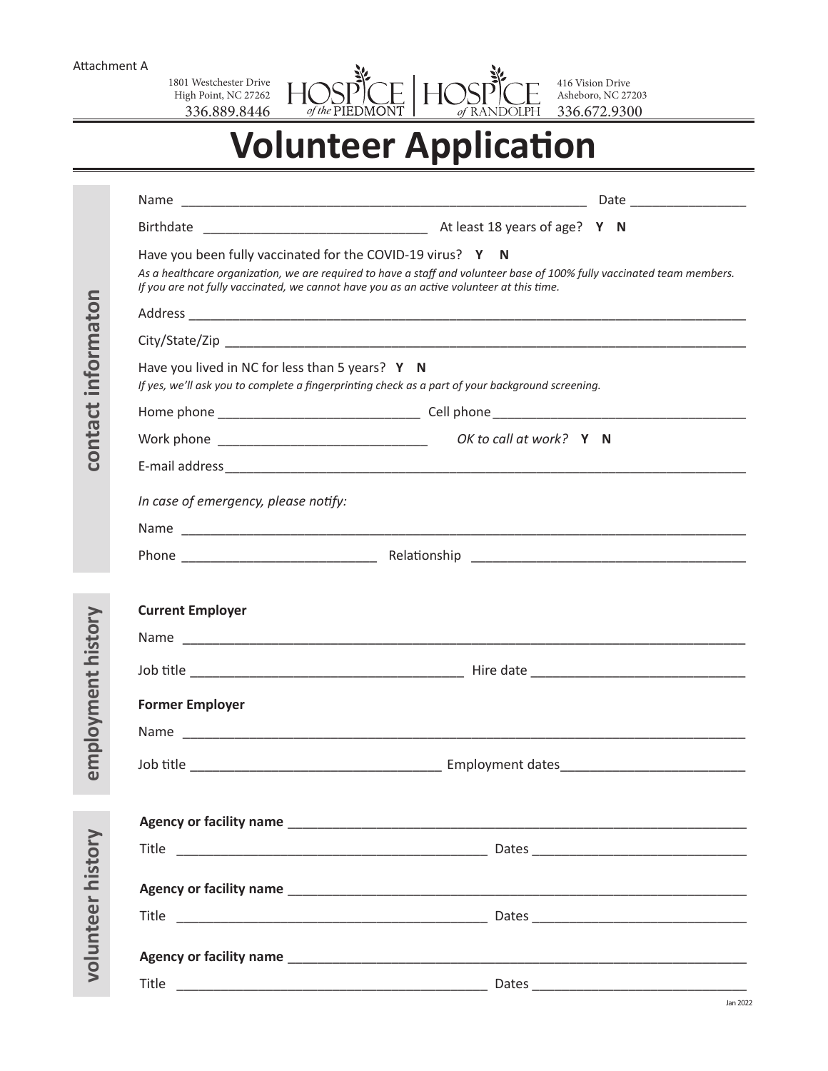Attachment A

1801 Westchester Drive
High Point, NC 27262
336.889.8446

HOSPICE of the PIEDMONT | HOSPICE of RANDOLPH

416 Vision Drive
Asheboro, NC 27203
336.672.9300

# Volunteer Application

## contact informaton

Name ________________________________________________________ Date ________________

Birthdate ______________________________ At least 18 years of age? **Y N**

Have you been fully vaccinated for the COVID-19 virus? **Y N**

*As a healthcare organization, we are required to have a staff and volunteer base of 100% fully vaccinated team members. If you are not fully vaccinated, we cannot have you as an active volunteer at this time.*

Address ________________________________________________________________________________

City/State/Zip __________________________________________________________________________

Have you lived in NC for less than 5 years? **Y N**

*If yes, we'll ask you to complete a fingerprinting check as a part of your background screening.*

Home phone ____________________________ Cell phone ___________________________________

Work phone _____________________________ *OK to call at work?* **Y N**

E-mail address __________________________________________________________________________

*In case of emergency, please notify:*

Name ___________________________________________________________________________________

Phone ___________________________ Relationship ______________________________________

## employment history

**Current Employer**

Name ___________________________________________________________________________________

Job title _____________________________________ Hire date _____________________________

**Former Employer**

Name ___________________________________________________________________________________

Job title __________________________________ Employment dates________________________

## volunteer history

**Agency or facility name** _______________________________________________________________

Title _________________________________________ Dates _____________________________

**Agency or facility name** _______________________________________________________________

Title _________________________________________ Dates _____________________________

**Agency or facility name** _______________________________________________________________

Title _________________________________________ Dates _____________________________

Jan 2022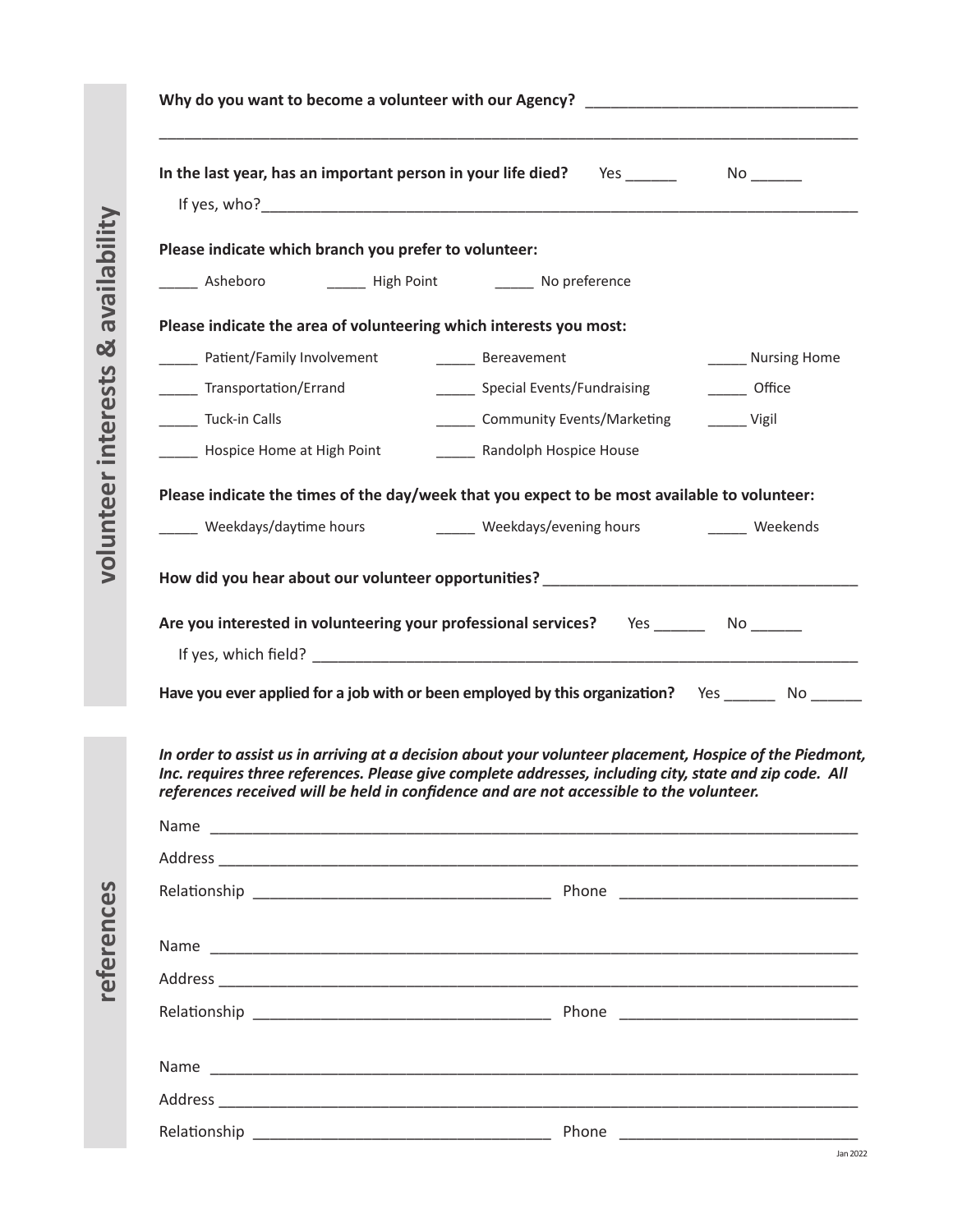## volunteer interests & availability

**Why do you want to become a volunteer with our Agency?** ________________________________

______________________________________________________________________________

**In the last year, has an important person in your life died?** Yes ______ No ______

If yes, who?______________________________________________________________________

**Please indicate which branch you prefer to volunteer:**

_____ Asheboro _____ High Point _____ No preference

**Please indicate the area of volunteering which interests you most:**

_____ Patient/Family Involvement _____ Bereavement _____ Nursing Home

_____ Transportation/Errand _____ Special Events/Fundraising _____ Office

_____ Tuck-in Calls _____ Community Events/Marketing _____ Vigil

_____ Hospice Home at High Point _____ Randolph Hospice House

**Please indicate the times of the day/week that you expect to be most available to volunteer:**

_____ Weekdays/daytime hours _____ Weekdays/evening hours _____ Weekends

**How did you hear about our volunteer opportunities?** _____________________________________

**Are you interested in volunteering your professional services?** Yes ______ No ______

If yes, which field? _________________________________________________________________

**Have you ever applied for a job with or been employed by this organization?** Yes ______ No ______

## references

***In order to assist us in arriving at a decision about your volunteer placement, Hospice of the Piedmont, Inc. requires three references. Please give complete addresses, including city, state and zip code. All references received will be held in confidence and are not accessible to the volunteer.***

Name ________________________________________________________________________

Address ______________________________________________________________________

Relationship ___________________________________ Phone ____________________________

Name ________________________________________________________________________

Address ______________________________________________________________________

Relationship ___________________________________ Phone ____________________________

Name ________________________________________________________________________

Address ______________________________________________________________________

Relationship ___________________________________ Phone ____________________________

Jan 2022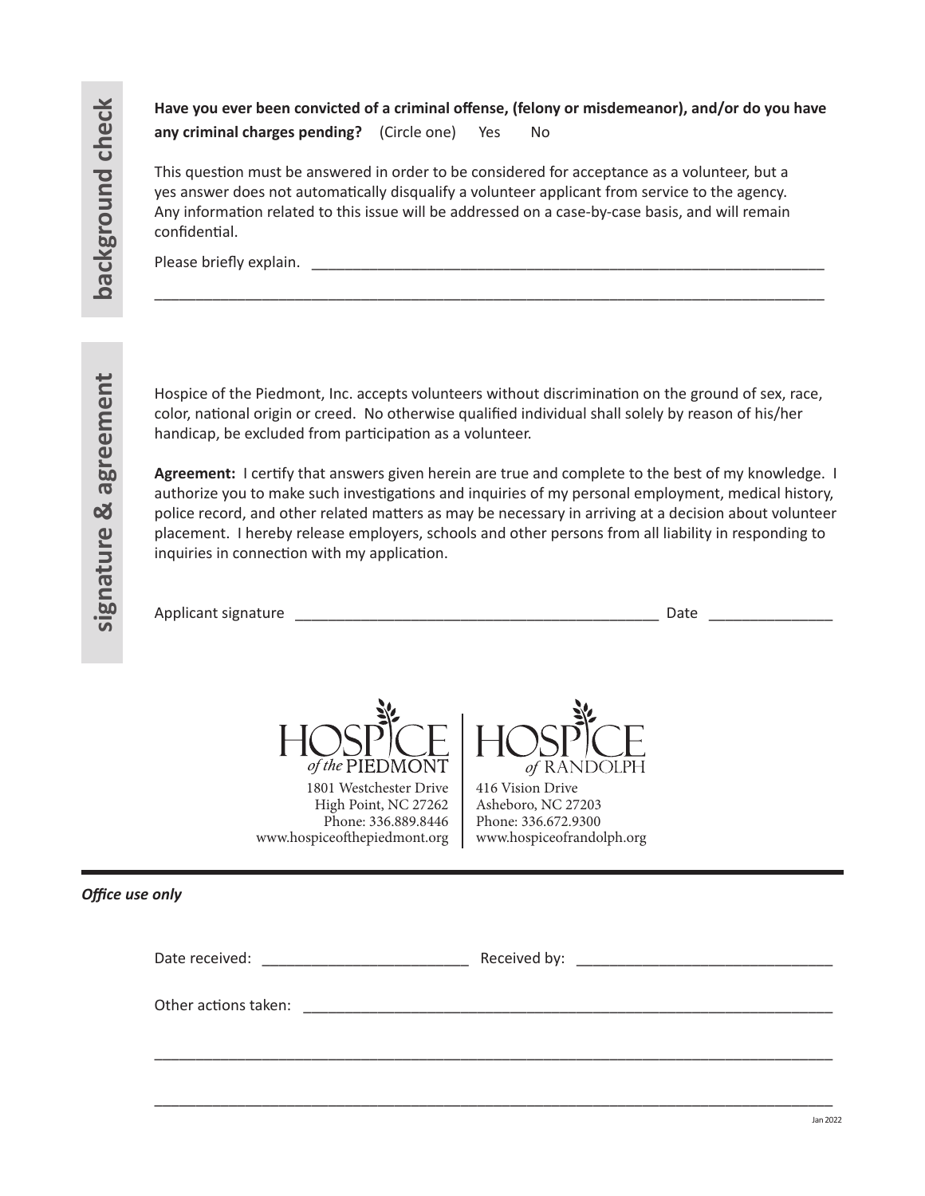## background check

**Have you ever been convicted of a criminal offense, (felony or misdemeanor), and/or do you have any criminal charges pending?** (Circle one) Yes No

This question must be answered in order to be considered for acceptance as a volunteer, but a yes answer does not automatically disqualify a volunteer applicant from service to the agency. Any information related to this issue will be addressed on a case-by-case basis, and will remain confidential.

Please briefly explain. ________________________________________________________________

__________________________________________________________________________________

## signature & agreement

Hospice of the Piedmont, Inc. accepts volunteers without discrimination on the ground of sex, race, color, national origin or creed. No otherwise qualified individual shall solely by reason of his/her handicap, be excluded from participation as a volunteer.

**Agreement:** I certify that answers given herein are true and complete to the best of my knowledge. I authorize you to make such investigations and inquiries of my personal employment, medical history, police record, and other related matters as may be necessary in arriving at a decision about volunteer placement. I hereby release employers, schools and other persons from all liability in responding to inquiries in connection with my application.

Applicant signature ____________________________________________ Date _______________

HOSPICE of the PIEDMONT
1801 Westchester Drive
High Point, NC 27262
Phone: 336.889.8446
www.hospiceofthepiedmont.org

HOSPICE of RANDOLPH
416 Vision Drive
Asheboro, NC 27203
Phone: 336.672.9300
www.hospiceofrandolph.org

***Office use only***

Date received: _________________________ Received by: _______________________________

Other actions taken: ________________________________________________________________

__________________________________________________________________________________

__________________________________________________________________________________

Jan 2022